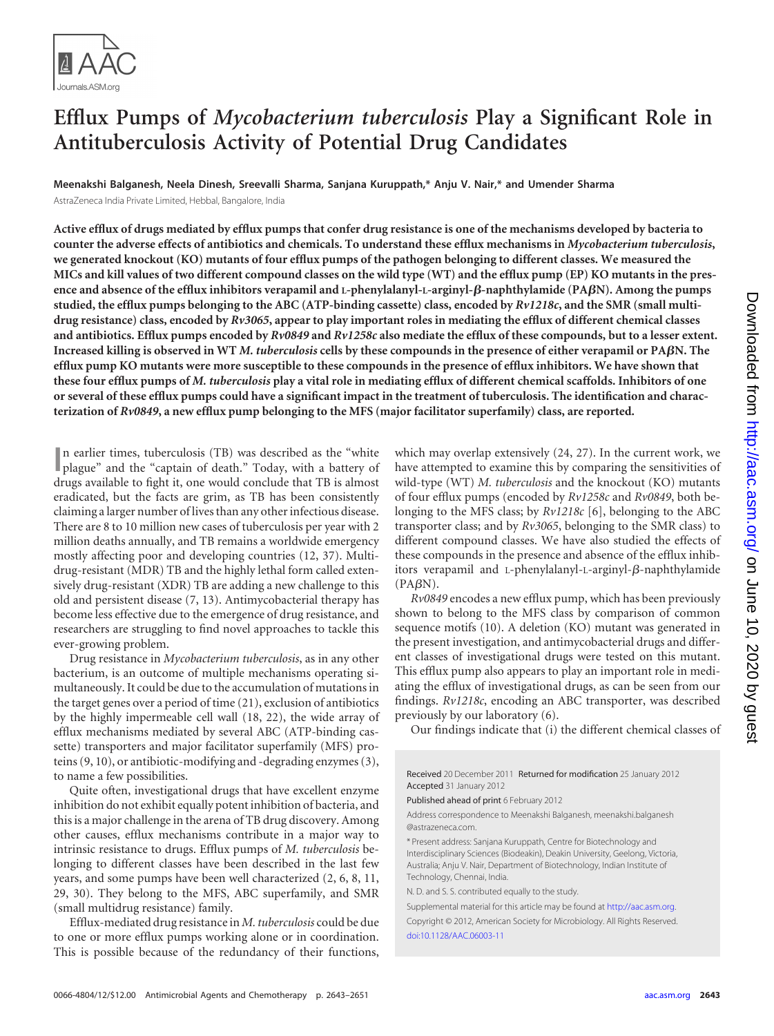# Efflux Pumps of *Mycobacterium tuberculosis* Play a Significant Role in Antituberculosis Activity of Potential Drug Candidates

**Meenakshi Balganesh, Neela Dinesh, Sreevalli Sharma, Sanjana Kuruppath,\* Anju V. Nair,\* and Umender Sharma**

AstraZeneca India Private Limited, Hebbal, Bangalore, India

**Active efflux of drugs mediated by efflux pumps that confer drug resistance is one of the mechanisms developed by bacteria to counter the adverse effects of antibiotics and chemicals. To understand these efflux mechanisms in *Mycobacterium tuberculosis*, we generated knockout (KO) mutants of four efflux pumps of the pathogen belonging to different classes. We measured the MICs and kill values of two different compound classes on the wild type (WT) and the efflux pump (EP) KO mutants in the presence and absence of the efflux inhibitors verapamil and L-phenylalanyl-L-arginyl-β-naphthylamide (PAβN). Among the pumps studied, the efflux pumps belonging to the ABC (ATP-binding cassette) class, encoded by *Rv1218c*, and the SMR (small multidrug resistance) class, encoded by *Rv3065*, appear to play important roles in mediating the efflux of different chemical classes and antibiotics. Efflux pumps encoded by *Rv0849* and *Rv1258c* also mediate the efflux of these compounds, but to a lesser extent. Increased killing is observed in WT *M. tuberculosis* cells by these compounds in the presence of either verapamil or PAβN. The efflux pump KO mutants were more susceptible to these compounds in the presence of efflux inhibitors. We have shown that these four efflux pumps of *M. tuberculosis* play a vital role in mediating efflux of different chemical scaffolds. Inhibitors of one or several of these efflux pumps could have a significant impact in the treatment of tuberculosis. The identification and characterization of *Rv0849*, a new efflux pump belonging to the MFS (major facilitator superfamily) class, are reported.**

In earlier times, tuberculosis (TB) was described as the "white plague" and the "captain of death." Today, with a battery of drugs available to fight it, one would conclude that TB is almost eradicated, but the facts are grim, as TB has been consistently claiming a larger number of lives than any other infectious disease. There are 8 to 10 million new cases of tuberculosis per year with 2 million deaths annually, and TB remains a worldwide emergency mostly affecting poor and developing countries (12, 37). Multidrug-resistant (MDR) TB and the highly lethal form called extensively drug-resistant (XDR) TB are adding a new challenge to this old and persistent disease (7, 13). Antimycobacterial therapy has become less effective due to the emergence of drug resistance, and researchers are struggling to find novel approaches to tackle this ever-growing problem.

Drug resistance in *Mycobacterium tuberculosis*, as in any other bacterium, is an outcome of multiple mechanisms operating simultaneously. It could be due to the accumulation of mutations in the target genes over a period of time (21), exclusion of antibiotics by the highly impermeable cell wall (18, 22), the wide array of efflux mechanisms mediated by several ABC (ATP-binding cassette) transporters and major facilitator superfamily (MFS) proteins (9, 10), or antibiotic-modifying and -degrading enzymes (3), to name a few possibilities.

Quite often, investigational drugs that have excellent enzyme inhibition do not exhibit equally potent inhibition of bacteria, and this is a major challenge in the arena of TB drug discovery. Among other causes, efflux mechanisms contribute in a major way to intrinsic resistance to drugs. Efflux pumps of *M. tuberculosis* belonging to different classes have been described in the last few years, and some pumps have been well characterized (2, 6, 8, 11, 29, 30). They belong to the MFS, ABC superfamily, and SMR (small multidrug resistance) family.

Efflux-mediated drug resistance in *M. tuberculosis* could be due to one or more efflux pumps working alone or in coordination. This is possible because of the redundancy of their functions, which may overlap extensively (24, 27). In the current work, we have attempted to examine this by comparing the sensitivities of wild-type (WT) *M. tuberculosis* and the knockout (KO) mutants of four efflux pumps (encoded by *Rv1258c* and *Rv0849*, both belonging to the MFS class; by *Rv1218c* [6], belonging to the ABC transporter class; and by *Rv3065*, belonging to the SMR class) to different compound classes. We have also studied the effects of these compounds in the presence and absence of the efflux inhibitors verapamil and L-phenylalanyl-L-arginyl-β-naphthylamide (PAβN).

*Rv0849* encodes a new efflux pump, which has been previously shown to belong to the MFS class by comparison of common sequence motifs (10). A deletion (KO) mutant was generated in the present investigation, and antimycobacterial drugs and different classes of investigational drugs were tested on this mutant. This efflux pump also appears to play an important role in mediating the efflux of investigational drugs, as can be seen from our findings. *Rv1218c*, encoding an ABC transporter, was described previously by our laboratory (6).

Our findings indicate that (i) the different chemical classes of

Received 20 December 2011 Returned for modification 25 January 2012 Accepted 31 January 2012

Published ahead of print 6 February 2012

Address correspondence to Meenakshi Balganesh, meenakshi.balganesh@astrazeneca.com.

\* Present address: Sanjana Kuruppath, Centre for Biotechnology and Interdisciplinary Sciences (Biodeakin), Deakin University, Geelong, Victoria, Australia; Anju V. Nair, Department of Biotechnology, Indian Institute of Technology, Chennai, India.

N. D. and S. S. contributed equally to the study.

Supplemental material for this article may be found at http://aac.asm.org.

Copyright © 2012, American Society for Microbiology. All Rights Reserved.

doi:10.1128/AAC.06003-11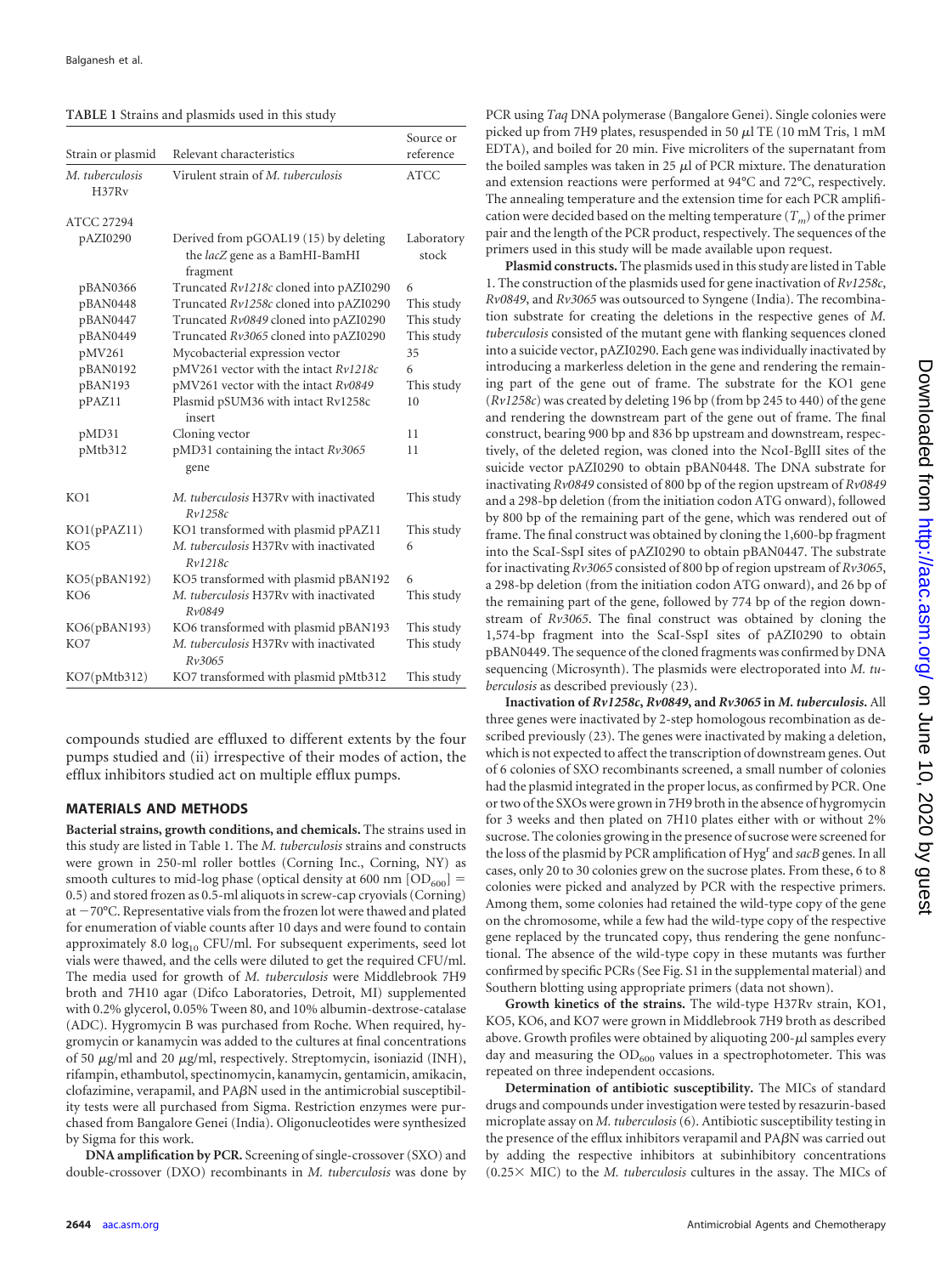**TABLE 1** Strains and plasmids used in this study

| Strain or plasmid | Relevant characteristics | Source or reference |
|---|---|---|
| *M. tuberculosis* H37Rv | Virulent strain of *M. tuberculosis* | ATCC |
| ATCC 27294 | | |
| pAZI0290 | Derived from pGOAL19 (15) by deleting the *lacZ* gene as a BamHI-BamHI fragment | Laboratory stock |
| pBAN0366 | Truncated *Rv1218c* cloned into pAZI0290 | 6 |
| pBAN0448 | Truncated *Rv1258c* cloned into pAZI0290 | This study |
| pBAN0447 | Truncated *Rv0849* cloned into pAZI0290 | This study |
| pBAN0449 | Truncated *Rv3065* cloned into pAZI0290 | This study |
| pMV261 | Mycobacterial expression vector | 35 |
| pBAN0192 | pMV261 vector with the intact *Rv1218c* | 6 |
| pBAN193 | pMV261 vector with the intact *Rv0849* | This study |
| pPAZ11 | Plasmid pSUM36 with intact Rv1258c insert | 10 |
| pMD31 | Cloning vector | 11 |
| pMtb312 | pMD31 containing the intact *Rv3065* gene | 11 |
| KO1 | *M. tuberculosis* H37Rv with inactivated *Rv1258c* | This study |
| KO1(pPAZ11) | KO1 transformed with plasmid pPAZ11 | This study |
| KO5 | *M. tuberculosis* H37Rv with inactivated *Rv1218c* | 6 |
| KO5(pBAN192) | KO5 transformed with plasmid pBAN192 | 6 |
| KO6 | *M. tuberculosis* H37Rv with inactivated *Rv0849* | This study |
| KO6(pBAN193) | KO6 transformed with plasmid pBAN193 | This study |
| KO7 | *M. tuberculosis* H37Rv with inactivated *Rv3065* | This study |
| KO7(pMtb312) | KO7 transformed with plasmid pMtb312 | This study |

compounds studied are effluxed to different extents by the four pumps studied and (ii) irrespective of their modes of action, the efflux inhibitors studied act on multiple efflux pumps.

## MATERIALS AND METHODS

**Bacterial strains, growth conditions, and chemicals.** The strains used in this study are listed in Table 1. The *M. tuberculosis* strains and constructs were grown in 250-ml roller bottles (Corning Inc., Corning, NY) as smooth cultures to mid-log phase (optical density at 600 nm [$OD_{600}$] = 0.5) and stored frozen as 0.5-ml aliquots in screw-cap cryovials (Corning) at −70°C. Representative vials from the frozen lot were thawed and plated for enumeration of viable counts after 10 days and were found to contain approximately 8.0 $\log_{10}$ CFU/ml. For subsequent experiments, seed lot vials were thawed, and the cells were diluted to get the required CFU/ml. The media used for growth of *M. tuberculosis* were Middlebrook 7H9 broth and 7H10 agar (Difco Laboratories, Detroit, MI) supplemented with 0.2% glycerol, 0.05% Tween 80, and 10% albumin-dextrose-catalase (ADC). Hygromycin B was purchased from Roche. When required, hygromycin or kanamycin was added to the cultures at final concentrations of 50 μg/ml and 20 μg/ml, respectively. Streptomycin, isoniazid (INH), rifampin, ethambutol, spectinomycin, kanamycin, gentamicin, amikacin, clofazimine, verapamil, and PAβN used in the antimicrobial susceptibility tests were all purchased from Sigma. Restriction enzymes were purchased from Bangalore Genei (India). Oligonucleotides were synthesized by Sigma for this work.

**DNA amplification by PCR.** Screening of single-crossover (SXO) and double-crossover (DXO) recombinants in *M. tuberculosis* was done by PCR using *Taq* DNA polymerase (Bangalore Genei). Single colonies were picked up from 7H9 plates, resuspended in 50 μl TE (10 mM Tris, 1 mM EDTA), and boiled for 20 min. Five microliters of the supernatant from the boiled samples was taken in 25 μl of PCR mixture. The denaturation and extension reactions were performed at 94°C and 72°C, respectively. The annealing temperature and the extension time for each PCR amplification were decided based on the melting temperature ($T_m$) of the primer pair and the length of the PCR product, respectively. The sequences of the primers used in this study will be made available upon request.

**Plasmid constructs.** The plasmids used in this study are listed in Table 1. The construction of the plasmids used for gene inactivation of *Rv1258c*, *Rv0849*, and *Rv3065* was outsourced to Syngene (India). The recombination substrate for creating the deletions in the respective genes of *M. tuberculosis* consisted of the mutant gene with flanking sequences cloned into a suicide vector, pAZI0290. Each gene was individually inactivated by introducing a markerless deletion in the gene and rendering the remaining part of the gene out of frame. The substrate for the KO1 gene (*Rv1258c*) was created by deleting 196 bp (from bp 245 to 440) of the gene and rendering the downstream part of the gene out of frame. The final construct, bearing 900 bp and 836 bp upstream and downstream, respectively, of the deleted region, was cloned into the NcoI-BglII sites of the suicide vector pAZI0290 to obtain pBAN0448. The DNA substrate for inactivating *Rv0849* consisted of 800 bp of the region upstream of *Rv0849* and a 298-bp deletion (from the initiation codon ATG onward), followed by 800 bp of the remaining part of the gene, which was rendered out of frame. The final construct was obtained by cloning the 1,600-bp fragment into the ScaI-SspI sites of pAZI0290 to obtain pBAN0447. The substrate for inactivating *Rv3065* consisted of 800 bp of region upstream of *Rv3065*, a 298-bp deletion (from the initiation codon ATG onward), and 26 bp of the remaining part of the gene, followed by 774 bp of the region downstream of *Rv3065*. The final construct was obtained by cloning the 1,574-bp fragment into the ScaI-SspI sites of pAZI0290 to obtain pBAN0449. The sequence of the cloned fragments was confirmed by DNA sequencing (Microsynth). The plasmids were electroporated into *M. tuberculosis* as described previously (23).

**Inactivation of *Rv1258c*, *Rv0849*, and *Rv3065* in *M. tuberculosis*.** All three genes were inactivated by 2-step homologous recombination as described previously (23). The genes were inactivated by making a deletion, which is not expected to affect the transcription of downstream genes. Out of 6 colonies of SXO recombinants screened, a small number of colonies had the plasmid integrated in the proper locus, as confirmed by PCR. One or two of the SXOs were grown in 7H9 broth in the absence of hygromycin for 3 weeks and then plated on 7H10 plates either with or without 2% sucrose. The colonies growing in the presence of sucrose were screened for the loss of the plasmid by PCR amplification of $Hyg^r$ and *sacB* genes. In all cases, only 20 to 30 colonies grew on the sucrose plates. From these, 6 to 8 colonies were picked and analyzed by PCR with the respective primers. Among them, some colonies had retained the wild-type copy of the gene on the chromosome, while a few had the wild-type copy of the respective gene replaced by the truncated copy, thus rendering the gene nonfunctional. The absence of the wild-type copy in these mutants was further confirmed by specific PCRs (See Fig. S1 in the supplemental material) and Southern blotting using appropriate primers (data not shown).

**Growth kinetics of the strains.** The wild-type H37Rv strain, KO1, KO5, KO6, and KO7 were grown in Middlebrook 7H9 broth as described above. Growth profiles were obtained by aliquoting 200-μl samples every day and measuring the $OD_{600}$ values in a spectrophotometer. This was repeated on three independent occasions.

**Determination of antibiotic susceptibility.** The MICs of standard drugs and compounds under investigation were tested by resazurin-based microplate assay on *M. tuberculosis* (6). Antibiotic susceptibility testing in the presence of the efflux inhibitors verapamil and PAβN was carried out by adding the respective inhibitors at subinhibitory concentrations (0.25× MIC) to the *M. tuberculosis* cultures in the assay. The MICs of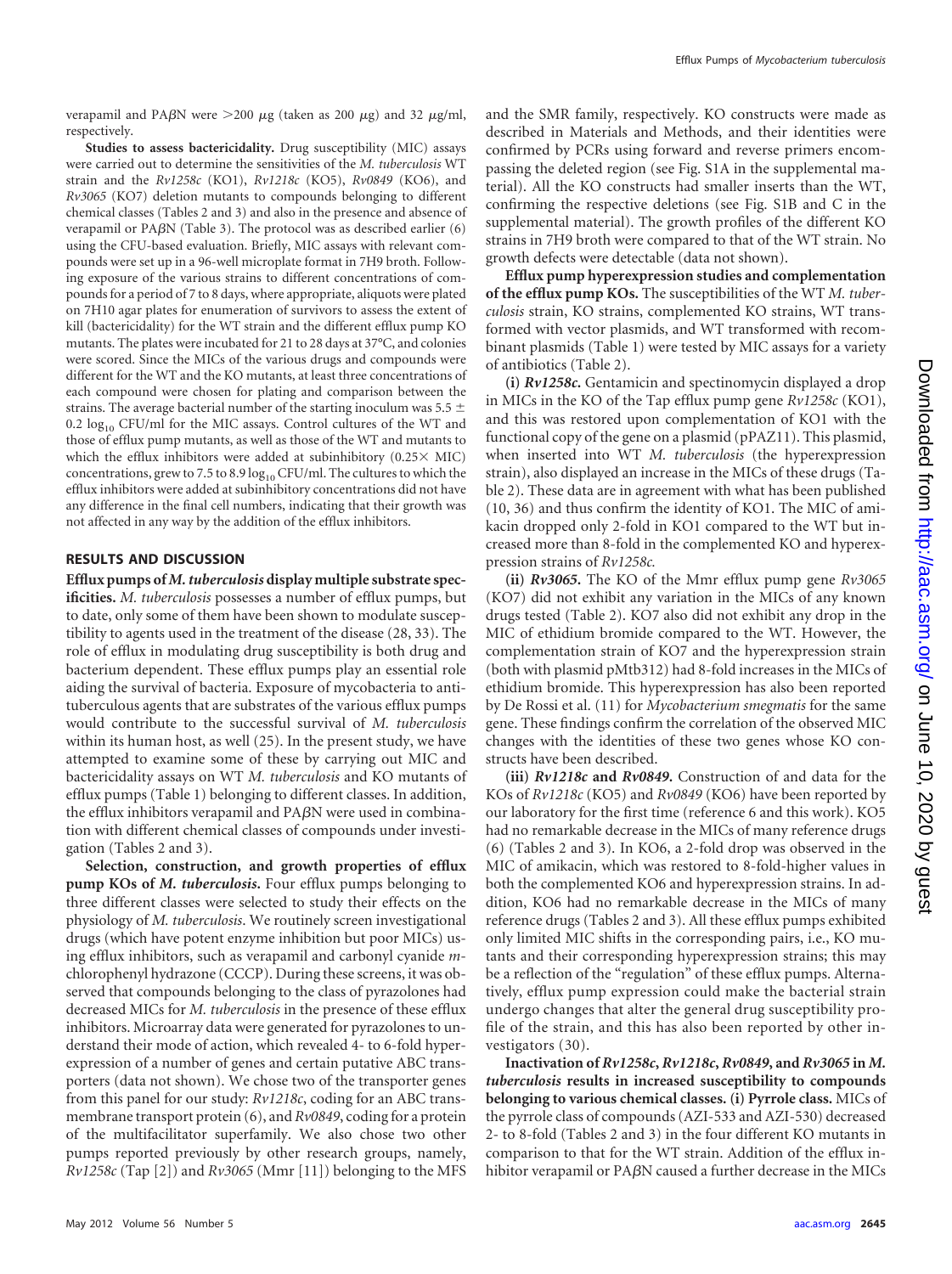verapamil and PAβN were >200 μg (taken as 200 μg) and 32 μg/ml, respectively.

**Studies to assess bactericidality.** Drug susceptibility (MIC) assays were carried out to determine the sensitivities of the *M. tuberculosis* WT strain and the *Rv1258c* (KO1), *Rv1218c* (KO5), *Rv0849* (KO6), and *Rv3065* (KO7) deletion mutants to compounds belonging to different chemical classes (Tables 2 and 3) and also in the presence and absence of verapamil or PAβN (Table 3). The protocol was as described earlier (6) using the CFU-based evaluation. Briefly, MIC assays with relevant compounds were set up in a 96-well microplate format in 7H9 broth. Following exposure of the various strains to different concentrations of compounds for a period of 7 to 8 days, where appropriate, aliquots were plated on 7H10 agar plates for enumeration of survivors to assess the extent of kill (bactericidality) for the WT strain and the different efflux pump KO mutants. The plates were incubated for 21 to 28 days at 37°C, and colonies were scored. Since the MICs of the various drugs and compounds were different for the WT and the KO mutants, at least three concentrations of each compound were chosen for plating and comparison between the strains. The average bacterial number of the starting inoculum was 5.5 ± 0.2 $\log_{10}$ CFU/ml for the MIC assays. Control cultures of the WT and those of efflux pump mutants, as well as those of the WT and mutants to which the efflux inhibitors were added at subinhibitory (0.25× MIC) concentrations, grew to 7.5 to 8.9 $\log_{10}$ CFU/ml. The cultures to which the efflux inhibitors were added at subinhibitory concentrations did not have any difference in the final cell numbers, indicating that their growth was not affected in any way by the addition of the efflux inhibitors.

## RESULTS AND DISCUSSION

**Efflux pumps of *M. tuberculosis* display multiple substrate specificities.** *M. tuberculosis* possesses a number of efflux pumps, but to date, only some of them have been shown to modulate susceptibility to agents used in the treatment of the disease (28, 33). The role of efflux in modulating drug susceptibility is both drug and bacterium dependent. These efflux pumps play an essential role aiding the survival of bacteria. Exposure of mycobacteria to antituberculous agents that are substrates of the various efflux pumps would contribute to the successful survival of *M. tuberculosis* within its human host, as well (25). In the present study, we have attempted to examine some of these by carrying out MIC and bactericidality assays on WT *M. tuberculosis* and KO mutants of efflux pumps (Table 1) belonging to different classes. In addition, the efflux inhibitors verapamil and PAβN were used in combination with different chemical classes of compounds under investigation (Tables 2 and 3).

**Selection, construction, and growth properties of efflux pump KOs of *M. tuberculosis*.** Four efflux pumps belonging to three different classes were selected to study their effects on the physiology of *M. tuberculosis*. We routinely screen investigational drugs (which have potent enzyme inhibition but poor MICs) using efflux inhibitors, such as verapamil and carbonyl cyanide *m*-chlorophenyl hydrazone (CCCP). During these screens, it was observed that compounds belonging to the class of pyrazolones had decreased MICs for *M. tuberculosis* in the presence of these efflux inhibitors. Microarray data were generated for pyrazolones to understand their mode of action, which revealed 4- to 6-fold hyperexpression of a number of genes and certain putative ABC transporters (data not shown). We chose two of the transporter genes from this panel for our study: *Rv1218c*, coding for an ABC transmembrane transport protein (6), and *Rv0849*, coding for a protein of the multifacilitator superfamily. We also chose two other pumps reported previously by other research groups, namely, *Rv1258c* (Tap [2]) and *Rv3065* (Mmr [11]) belonging to the MFS and the SMR family, respectively. KO constructs were made as described in Materials and Methods, and their identities were confirmed by PCRs using forward and reverse primers encompassing the deleted region (see Fig. S1A in the supplemental material). All the KO constructs had smaller inserts than the WT, confirming the respective deletions (see Fig. S1B and C in the supplemental material). The growth profiles of the different KO strains in 7H9 broth were compared to that of the WT strain. No growth defects were detectable (data not shown).

**Efflux pump hyperexpression studies and complementation of the efflux pump KOs.** The susceptibilities of the WT *M. tuberculosis* strain, KO strains, complemented KO strains, WT transformed with vector plasmids, and WT transformed with recombinant plasmids (Table 1) were tested by MIC assays for a variety of antibiotics (Table 2).

**(i) *Rv1258c*.** Gentamicin and spectinomycin displayed a drop in MICs in the KO of the Tap efflux pump gene *Rv1258c* (KO1), and this was restored upon complementation of KO1 with the functional copy of the gene on a plasmid (pPAZ11). This plasmid, when inserted into WT *M. tuberculosis* (the hyperexpression strain), also displayed an increase in the MICs of these drugs (Table 2). These data are in agreement with what has been published (10, 36) and thus confirm the identity of KO1. The MIC of amikacin dropped only 2-fold in KO1 compared to the WT but increased more than 8-fold in the complemented KO and hyperexpression strains of *Rv1258c*.

**(ii) *Rv3065*.** The KO of the Mmr efflux pump gene *Rv3065* (KO7) did not exhibit any variation in the MICs of any known drugs tested (Table 2). KO7 also did not exhibit any drop in the MIC of ethidium bromide compared to the WT. However, the complementation strain of KO7 and the hyperexpression strain (both with plasmid pMtb312) had 8-fold increases in the MICs of ethidium bromide. This hyperexpression has also been reported by De Rossi et al. (11) for *Mycobacterium smegmatis* for the same gene. These findings confirm the correlation of the observed MIC changes with the identities of these two genes whose KO constructs have been described.

**(iii) *Rv1218c* and *Rv0849*.** Construction of and data for the KOs of *Rv1218c* (KO5) and *Rv0849* (KO6) have been reported by our laboratory for the first time (reference 6 and this work). KO5 had no remarkable decrease in the MICs of many reference drugs (6) (Tables 2 and 3). In KO6, a 2-fold drop was observed in the MIC of amikacin, which was restored to 8-fold-higher values in both the complemented KO6 and hyperexpression strains. In addition, KO6 had no remarkable decrease in the MICs of many reference drugs (Tables 2 and 3). All these efflux pumps exhibited only limited MIC shifts in the corresponding pairs, i.e., KO mutants and their corresponding hyperexpression strains; this may be a reflection of the "regulation" of these efflux pumps. Alternatively, efflux pump expression could make the bacterial strain undergo changes that alter the general drug susceptibility profile of the strain, and this has also been reported by other investigators (30).

**Inactivation of *Rv1258c*, *Rv1218c*, *Rv0849*, and *Rv3065* in *M. tuberculosis* results in increased susceptibility to compounds belonging to various chemical classes. (i) Pyrrole class.** MICs of the pyrrole class of compounds (AZI-533 and AZI-530) decreased 2- to 8-fold (Tables 2 and 3) in the four different KO mutants in comparison to that for the WT strain. Addition of the efflux inhibitor verapamil or PAβN caused a further decrease in the MICs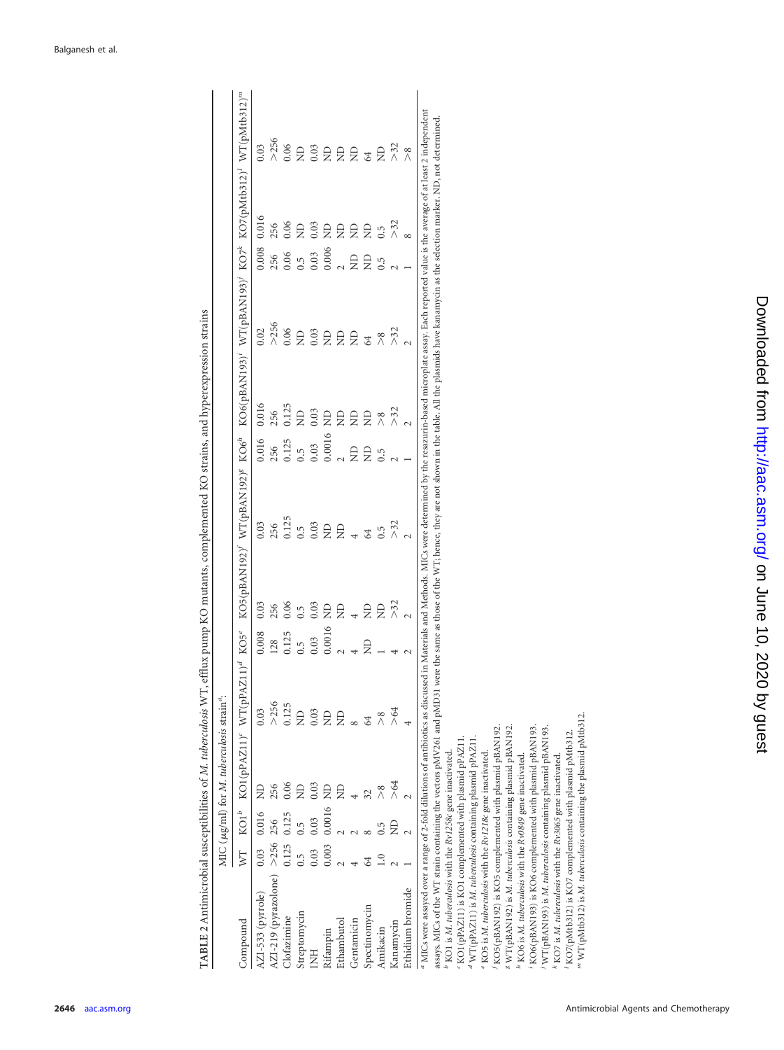**TABLE 2** Antimicrobial susceptibilities of *M. tuberculosis* WT, efflux pump KO mutants, complemented KO strains, and hyperexpression strains

| Compound | MIC (μg/ml) for *M. tuberculosis* strain[a]: | | | | | | | | | | | | | |
|---|---|---|---|---|---|---|---|---|---|---|---|---|---|---|
| | WT | KO1[b] | KO1(pPAZ11)[c] | WT(pPAZ11)[d] | KO5[e] | KO5(pBAN192)[f] | WT(pBAN192)[g] | KO6[h] | KO6(pBAN193)[i] | WT(pBAN193)[j] | KO7[k] | KO7(pMtb312)[l] | WT(pMtb312)[m] |
| AZI-533 (pyrrole) | 0.03 | 0.016 | ND | 0.03 | 0.008 | 0.03 | 0.03 | 0.016 | 0.016 | 0.02 | 0.008 | 0.016 | 0.03 |
| AZI-219 (pyrazolone) | >256 | 256 | 256 | >256 | 128 | 256 | 256 | 256 | 256 | >256 | 256 | 256 | >256 |
| Clofazimine | 0.125 | 0.125 | 0.06 | 0.125 | 0.125 | 0.06 | 0.125 | 0.125 | 0.125 | 0.06 | 0.06 | 0.06 | 0.06 |
| Streptomycin | 0.5 | 0.5 | ND | ND | 0.5 | 0.5 | 0.5 | 0.5 | ND | ND | 0.5 | ND | ND |
| INH | 0.03 | 0.03 | 0.03 | 0.03 | 0.03 | 0.03 | 0.03 | 0.03 | 0.03 | 0.03 | 0.03 | 0.03 | 0.03 |
| Rifampin | 0.003 | 0.0016 | ND | ND | 0.0016 | ND | ND | 0.0016 | ND | ND | 0.006 | ND | ND |
| Ethambutol | 2 | 2 | ND | ND | 2 | ND | ND | 2 | ND | ND | 2 | ND | ND |
| Gentamicin | 4 | 2 | 4 | 8 | 4 | 4 | 4 | ND | ND | ND | ND | ND | ND |
| Spectinomycin | 64 | 8 | 32 | 64 | ND | ND | 64 | ND | ND | 64 | ND | ND | 64 |
| Amikacin | 1.0 | 0.5 | >8 | >8 | 1 | ND | 0.5 | 0.5 | >8 | >8 | 0.5 | 0.5 | ND |
| Kanamycin | 2 | ND | >64 | >64 | 4 | >32 | >32 | 2 | >32 | >32 | 2 | >32 | >32 |
| Ethidium bromide | 1 | 2 | 2 | 4 | 2 | 2 | 2 | 1 | 2 | 2 | 1 | 8 | >8 |

[a] MICs were assayed over a range of 2-fold dilutions of antibiotics as discussed in Materials and Methods. MICs were determined by the resazurin-based microplate assay. Each reported value is the average of at least 2 independent assays. MICs of the WT strain containing the vectors pMV261 and pMD31 were the same as those of the WT; hence, they are not shown in the table. All the plasmids have kanamycin as the selection marker. ND, not determined.
[b] KO1 is *M. tuberculosis* with the *Rv1258c* gene inactivated.
[c] KO1(pPAZ11) is KO1 complemented with plasmid pPAZ11.
[d] WT(pPAZ11) is *M. tuberculosis* containing plasmid pPAZ11.
[e] KO5 is *M. tuberculosis* with the *Rv1218c* gene inactivated.
[f] KO5(pBAN192) is KO5 complemented with plasmid pBAN192.
[g] WT(pBAN192) is *M. tuberculosis* containing plasmid pBAN192.
[h] KO6 is *M. tuberculosis* with the *Rv0849* gene inactivated.
[i] KO6(pBAN193) is KO6 complemented with plasmid pBAN193.
[j] WT(pBAN193) is *M. tuberculosis* containing plasmid pBAN193.
[k] KO7 is *M. tuberculosis* with the *Rv3065* gene inactivated.
[l] KO7(pMtb312) is KO7 complemented with plasmid pMtb312.
[m] WT(pMtb312) is *M. tuberculosis* containing the plasmid pMtb312.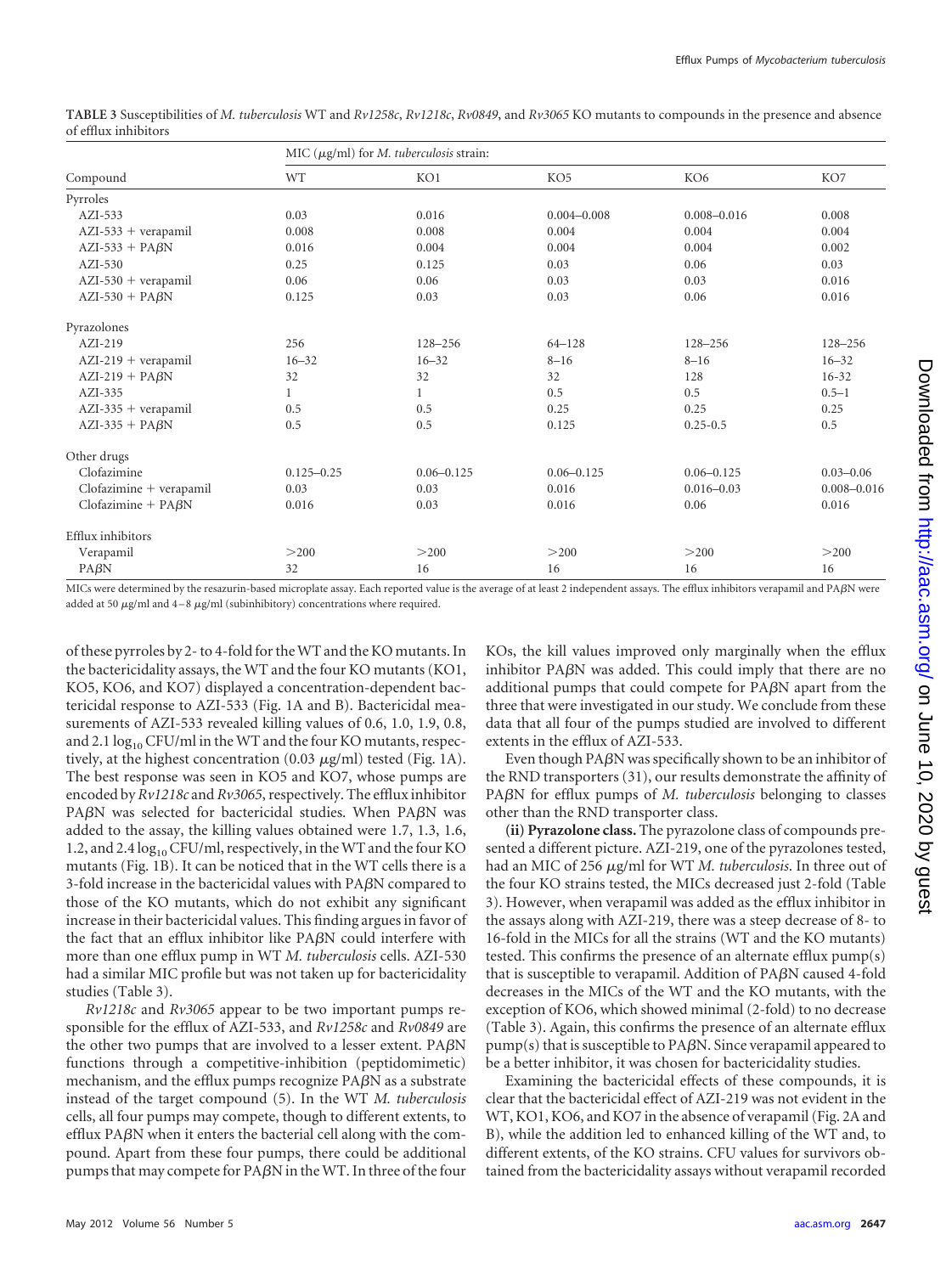**TABLE 3** Susceptibilities of *M. tuberculosis* WT and *Rv1258c*, *Rv1218c*, *Rv0849*, and *Rv3065* KO mutants to compounds in the presence and absence of efflux inhibitors

| Compound | MIC (μg/ml) for *M. tuberculosis* strain: | | | | |
|---|---|---|---|---|---|
| | WT | KO1 | KO5 | KO6 | KO7 |
| Pyrroles | | | | | |
| AZI-533 | 0.03 | 0.016 | 0.004–0.008 | 0.008–0.016 | 0.008 |
| AZI-533 + verapamil | 0.008 | 0.008 | 0.004 | 0.004 | 0.004 |
| AZI-533 + PAβN | 0.016 | 0.004 | 0.004 | 0.004 | 0.002 |
| AZI-530 | 0.25 | 0.125 | 0.03 | 0.06 | 0.03 |
| AZI-530 + verapamil | 0.06 | 0.06 | 0.03 | 0.03 | 0.016 |
| AZI-530 + PAβN | 0.125 | 0.03 | 0.03 | 0.06 | 0.016 |
| Pyrazolones | | | | | |
| AZI-219 | 256 | 128–256 | 64–128 | 128–256 | 128–256 |
| AZI-219 + verapamil | 16–32 | 16–32 | 8–16 | 8–16 | 16–32 |
| AZI-219 + PAβN | 32 | 32 | 32 | 128 | 16-32 |
| AZI-335 | 1 | 1 | 0.5 | 0.5 | 0.5–1 |
| AZI-335 + verapamil | 0.5 | 0.5 | 0.25 | 0.25 | 0.25 |
| AZI-335 + PAβN | 0.5 | 0.5 | 0.125 | 0.25-0.5 | 0.5 |
| Other drugs | | | | | |
| Clofazimine | 0.125–0.25 | 0.06–0.125 | 0.06–0.125 | 0.06–0.125 | 0.03–0.06 |
| Clofazimine + verapamil | 0.03 | 0.03 | 0.016 | 0.016–0.03 | 0.008–0.016 |
| Clofazimine + PAβN | 0.016 | 0.03 | 0.016 | 0.06 | 0.016 |
| Efflux inhibitors | | | | | |
| Verapamil | >200 | >200 | >200 | >200 | >200 |
| PAβN | 32 | 16 | 16 | 16 | 16 |

MICs were determined by the resazurin-based microplate assay. Each reported value is the average of at least 2 independent assays. The efflux inhibitors verapamil and PAβN were added at 50 μg/ml and 4–8 μg/ml (subinhibitory) concentrations where required.

of these pyrroles by 2- to 4-fold for the WT and the KO mutants. In the bactericidality assays, the WT and the four KO mutants (KO1, KO5, KO6, and KO7) displayed a concentration-dependent bactericidal response to AZI-533 (Fig. 1A and B). Bactericidal measurements of AZI-533 revealed killing values of 0.6, 1.0, 1.9, 0.8, and 2.1 $\log_{10}$ CFU/ml in the WT and the four KO mutants, respectively, at the highest concentration (0.03 μg/ml) tested (Fig. 1A). The best response was seen in KO5 and KO7, whose pumps are encoded by *Rv1218c* and *Rv3065*, respectively. The efflux inhibitor PAβN was selected for bactericidal studies. When PAβN was added to the assay, the killing values obtained were 1.7, 1.3, 1.6, 1.2, and 2.4 $\log_{10}$ CFU/ml, respectively, in the WT and the four KO mutants (Fig. 1B). It can be noticed that in the WT cells there is a 3-fold increase in the bactericidal values with PAβN compared to those of the KO mutants, which do not exhibit any significant increase in their bactericidal values. This finding argues in favor of the fact that an efflux inhibitor like PAβN could interfere with more than one efflux pump in WT *M. tuberculosis* cells. AZI-530 had a similar MIC profile but was not taken up for bactericidality studies (Table 3).

*Rv1218c* and *Rv3065* appear to be two important pumps responsible for the efflux of AZI-533, and *Rv1258c* and *Rv0849* are the other two pumps that are involved to a lesser extent. PAβN functions through a competitive-inhibition (peptidomimetic) mechanism, and the efflux pumps recognize PAβN as a substrate instead of the target compound (5). In the WT *M. tuberculosis* cells, all four pumps may compete, though to different extents, to efflux PAβN when it enters the bacterial cell along with the compound. Apart from these four pumps, there could be additional pumps that may compete for PAβN in the WT. In three of the four KOs, the kill values improved only marginally when the efflux inhibitor PAβN was added. This could imply that there are no additional pumps that could compete for PAβN apart from the three that were investigated in our study. We conclude from these data that all four of the pumps studied are involved to different extents in the efflux of AZI-533.

Even though PAβN was specifically shown to be an inhibitor of the RND transporters (31), our results demonstrate the affinity of PAβN for efflux pumps of *M. tuberculosis* belonging to classes other than the RND transporter class.

**(ii) Pyrazolone class.** The pyrazolone class of compounds presented a different picture. AZI-219, one of the pyrazolones tested, had an MIC of 256 μg/ml for WT *M. tuberculosis*. In three out of the four KO strains tested, the MICs decreased just 2-fold (Table 3). However, when verapamil was added as the efflux inhibitor in the assays along with AZI-219, there was a steep decrease of 8- to 16-fold in the MICs for all the strains (WT and the KO mutants) tested. This confirms the presence of an alternate efflux pump(s) that is susceptible to verapamil. Addition of PAβN caused 4-fold decreases in the MICs of the WT and the KO mutants, with the exception of KO6, which showed minimal (2-fold) to no decrease (Table 3). Again, this confirms the presence of an alternate efflux pump(s) that is susceptible to PAβN. Since verapamil appeared to be a better inhibitor, it was chosen for bactericidality studies.

Examining the bactericidal effects of these compounds, it is clear that the bactericidal effect of AZI-219 was not evident in the WT, KO1, KO6, and KO7 in the absence of verapamil (Fig. 2A and B), while the addition led to enhanced killing of the WT and, to different extents, of the KO strains. CFU values for survivors obtained from the bactericidality assays without verapamil recorded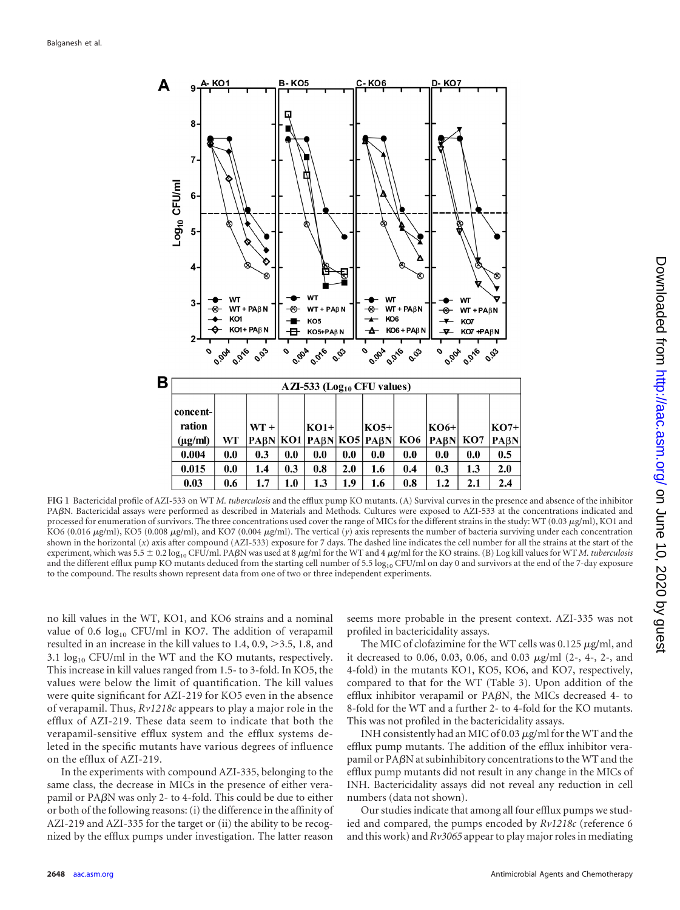| AZI-533 (Log$_{10}$ CFU values) | | | | | | | | | |
|---|---|---|---|---|---|---|---|---|---|
| concentration (μg/ml) | WT | WT + PAβN | KO1 | KO1+ PAβN | KO5 | KO5+ PAβN | KO6 | KO6+ PAβN | KO7 | KO7+ PAβN |
| 0.004 | 0.0 | 0.3 | 0.0 | 0.0 | 0.0 | 0.0 | 0.0 | 0.0 | 0.0 | 0.5 |
| 0.015 | 0.0 | 1.4 | 0.3 | 0.8 | 2.0 | 1.6 | 0.4 | 0.3 | 1.3 | 2.0 |
| 0.03 | 0.6 | 1.7 | 1.0 | 1.3 | 1.9 | 1.6 | 0.8 | 1.2 | 2.1 | 2.4 |

**FIG 1** Bactericidal profile of AZI-533 on WT *M. tuberculosis* and the efflux pump KO mutants. (A) Survival curves in the presence and absence of the inhibitor PAβN. Bactericidal assays were performed as described in Materials and Methods. Cultures were exposed to AZI-533 at the concentrations indicated and processed for enumeration of survivors. The three concentrations used cover the range of MICs for the different strains in the study: WT (0.03 μg/ml), KO1 and KO6 (0.016 μg/ml), KO5 (0.008 μg/ml), and KO7 (0.004 μg/ml). The vertical (*y*) axis represents the number of bacteria surviving under each concentration shown in the horizontal (*x*) axis after compound (AZI-533) exposure for 7 days. The dashed line indicates the cell number for all the strains at the start of the experiment, which was 5.5 ± 0.2 log$_{10}$ CFU/ml. PAβN was used at 8 μg/ml for the WT and 4 μg/ml for the KO strains. (B) Log kill values for WT *M. tuberculosis* and the different efflux pump KO mutants deduced from the starting cell number of 5.5 log$_{10}$ CFU/ml on day 0 and survivors at the end of the 7-day exposure to the compound. The results shown represent data from one of two or three independent experiments.

no kill values in the WT, KO1, and KO6 strains and a nominal value of 0.6 log$_{10}$ CFU/ml in KO7. The addition of verapamil resulted in an increase in the kill values to 1.4, 0.9, >3.5, 1.8, and 3.1 log$_{10}$ CFU/ml in the WT and the KO mutants, respectively. This increase in kill values ranged from 1.5- to 3-fold. In KO5, the values were below the limit of quantification. The kill values were quite significant for AZI-219 for KO5 even in the absence of verapamil. Thus, *Rv1218c* appears to play a major role in the efflux of AZI-219. These data seem to indicate that both the verapamil-sensitive efflux system and the efflux systems deleted in the specific mutants have various degrees of influence on the efflux of AZI-219.

In the experiments with compound AZI-335, belonging to the same class, the decrease in MICs in the presence of either verapamil or PAβN was only 2- to 4-fold. This could be due to either or both of the following reasons: (i) the difference in the affinity of AZI-219 and AZI-335 for the target or (ii) the ability to be recognized by the efflux pumps under investigation. The latter reason seems more probable in the present context. AZI-335 was not profiled in bactericidality assays.

The MIC of clofazimine for the WT cells was 0.125 μg/ml, and it decreased to 0.06, 0.03, 0.06, and 0.03 μg/ml (2-, 4-, 2-, and 4-fold) in the mutants KO1, KO5, KO6, and KO7, respectively, compared to that for the WT (Table 3). Upon addition of the efflux inhibitor verapamil or PAβN, the MICs decreased 4- to 8-fold for the WT and a further 2- to 4-fold for the KO mutants. This was not profiled in the bactericidality assays.

INH consistently had an MIC of 0.03 μg/ml for the WT and the efflux pump mutants. The addition of the efflux inhibitor verapamil or PAβN at subinhibitory concentrations to the WT and the efflux pump mutants did not result in any change in the MICs of INH. Bactericidality assays did not reveal any reduction in cell numbers (data not shown).

Our studies indicate that among all four efflux pumps we studied and compared, the pumps encoded by *Rv1218c* (reference 6 and this work) and *Rv3065* appear to play major roles in mediating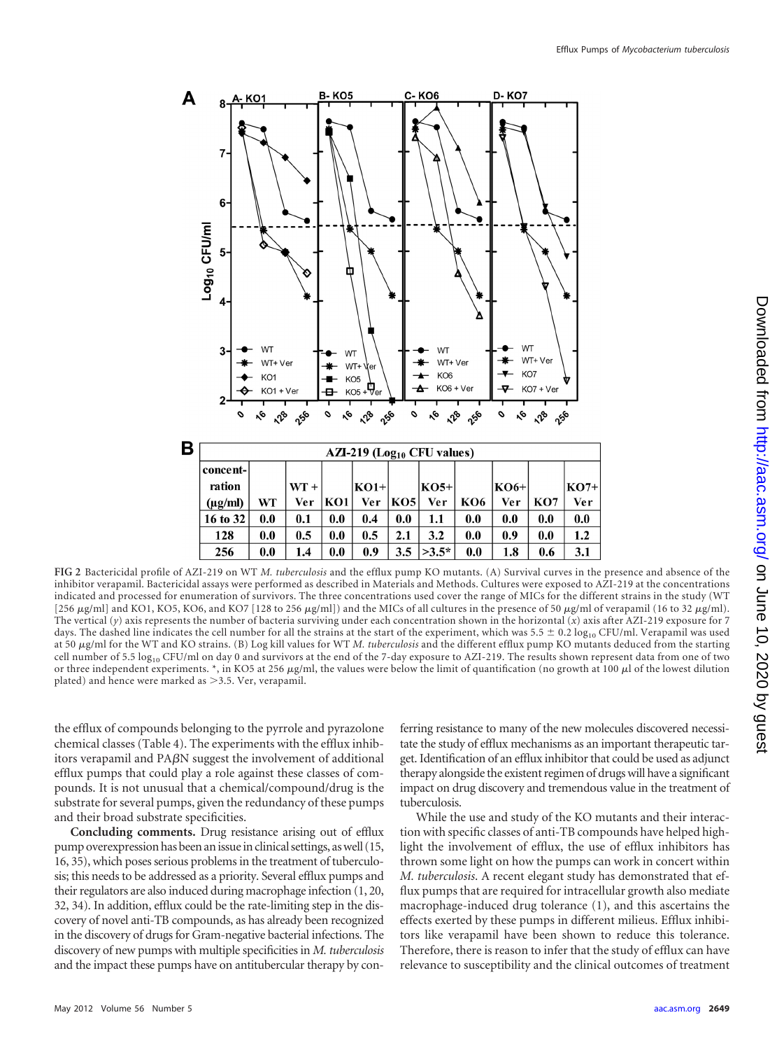**B**

| AZI-219 (Log$_{10}$ CFU values) | | | | | | | | | | |
|---|---|---|---|---|---|---|---|---|---|---|
| concentration (μg/ml) | WT | WT + Ver | KO1 | KO1+ Ver | KO5 | KO5+ Ver | KO6 | KO6+ Ver | KO7 | KO7+ Ver |
| 16 to 32 | 0.0 | 0.1 | 0.0 | 0.4 | 0.0 | 1.1 | 0.0 | 0.0 | 0.0 | 0.0 |
| 128 | 0.0 | 0.5 | 0.0 | 0.5 | 2.1 | 3.2 | 0.0 | 0.9 | 0.0 | 1.2 |
| 256 | 0.0 | 1.4 | 0.0 | 0.9 | 3.5 | >3.5* | 0.0 | 1.8 | 0.6 | 3.1 |

**FIG 2** Bactericidal profile of AZI-219 on WT *M. tuberculosis* and the efflux pump KO mutants. (A) Survival curves in the presence and absence of the inhibitor verapamil. Bactericidal assays were performed as described in Materials and Methods. Cultures were exposed to AZI-219 at the concentrations indicated and processed for enumeration of survivors. The three concentrations used cover the range of MICs for the different strains in the study (WT [256 μg/ml] and KO1, KO5, KO6, and KO7 [128 to 256 μg/ml]) and the MICs of all cultures in the presence of 50 μg/ml of verapamil (16 to 32 μg/ml). The vertical ($y$) axis represents the number of bacteria surviving under each concentration shown in the horizontal ($x$) axis after AZI-219 exposure for 7 days. The dashed line indicates the cell number for all the strains at the start of the experiment, which was $5.5 \pm 0.2$ log$_{10}$ CFU/ml. Verapamil was used at 50 μg/ml for the WT and KO strains. (B) Log kill values for WT *M. tuberculosis* and the different efflux pump KO mutants deduced from the starting cell number of 5.5 log$_{10}$ CFU/ml on day 0 and survivors at the end of the 7-day exposure to AZI-219. The results shown represent data from one of two or three independent experiments. *, in KO5 at 256 μg/ml, the values were below the limit of quantification (no growth at 100 μl of the lowest dilution plated) and hence were marked as >3.5. Ver, verapamil.

the efflux of compounds belonging to the pyrrole and pyrazolone chemical classes (Table 4). The experiments with the efflux inhibitors verapamil and PAβN suggest the involvement of additional efflux pumps that could play a role against these classes of compounds. It is not unusual that a chemical/compound/drug is the substrate for several pumps, given the redundancy of these pumps and their broad substrate specificities.

**Concluding comments.** Drug resistance arising out of efflux pump overexpression has been an issue in clinical settings, as well (15, 16, 35), which poses serious problems in the treatment of tuberculosis; this needs to be addressed as a priority. Several efflux pumps and their regulators are also induced during macrophage infection (1, 20, 32, 34). In addition, efflux could be the rate-limiting step in the discovery of novel anti-TB compounds, as has already been recognized in the discovery of drugs for Gram-negative bacterial infections. The discovery of new pumps with multiple specificities in *M. tuberculosis* and the impact these pumps have on antitubercular therapy by conferring resistance to many of the new molecules discovered necessitate the study of efflux mechanisms as an important therapeutic target. Identification of an efflux inhibitor that could be used as adjunct therapy alongside the existent regimen of drugs will have a significant impact on drug discovery and tremendous value in the treatment of tuberculosis.

While the use and study of the KO mutants and their interaction with specific classes of anti-TB compounds have helped highlight the involvement of efflux, the use of efflux inhibitors has thrown some light on how the pumps can work in concert within *M. tuberculosis*. A recent elegant study has demonstrated that efflux pumps that are required for intracellular growth also mediate macrophage-induced drug tolerance (1), and this ascertains the effects exerted by these pumps in different milieus. Efflux inhibitors like verapamil have been shown to reduce this tolerance. Therefore, there is reason to infer that the study of efflux can have relevance to susceptibility and the clinical outcomes of treatment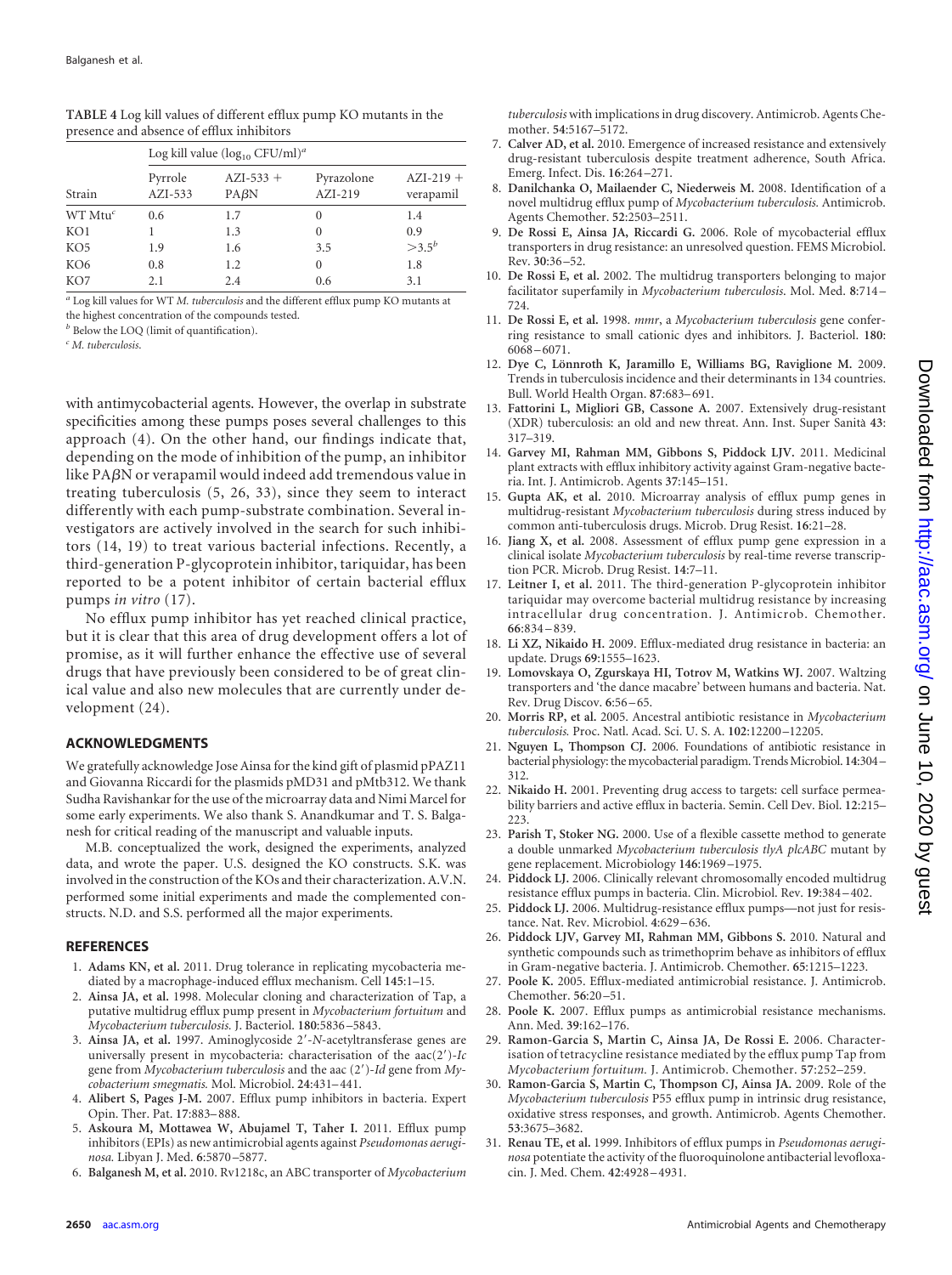**TABLE 4** Log kill values of different efflux pump KO mutants in the presence and absence of efflux inhibitors

| Strain | Log kill value ($\log_{10}$ CFU/ml)[a] | | | |
|---|---|---|---|---|
| | Pyrrole AZI-533 | AZI-533 + PAβN | Pyrazolone AZI-219 | AZI-219 + verapamil |
| WT Mtu[c] | 0.6 | 1.7 | 0 | 1.4 |
| KO1 | 1 | 1.3 | 0 | 0.9 |
| KO5 | 1.9 | 1.6 | 3.5 | >3.5[b] |
| KO6 | 0.8 | 1.2 | 0 | 1.8 |
| KO7 | 2.1 | 2.4 | 0.6 | 3.1 |

[a] Log kill values for WT *M. tuberculosis* and the different efflux pump KO mutants at the highest concentration of the compounds tested.

[b] Below the LOQ (limit of quantification).

[c] *M. tuberculosis*.

with antimycobacterial agents. However, the overlap in substrate specificities among these pumps poses several challenges to this approach (4). On the other hand, our findings indicate that, depending on the mode of inhibition of the pump, an inhibitor like PAβN or verapamil would indeed add tremendous value in treating tuberculosis (5, 26, 33), since they seem to interact differently with each pump-substrate combination. Several investigators are actively involved in the search for such inhibitors (14, 19) to treat various bacterial infections. Recently, a third-generation P-glycoprotein inhibitor, tariquidar, has been reported to be a potent inhibitor of certain bacterial efflux pumps *in vitro* (17).

No efflux pump inhibitor has yet reached clinical practice, but it is clear that this area of drug development offers a lot of promise, as it will further enhance the effective use of several drugs that have previously been considered to be of great clinical value and also new molecules that are currently under development (24).

## ACKNOWLEDGMENTS

We gratefully acknowledge Jose Ainsa for the kind gift of plasmid pPAZ11 and Giovanna Riccardi for the plasmids pMD31 and pMtb312. We thank Sudha Ravishankar for the use of the microarray data and Nimi Marcel for some early experiments. We also thank S. Anandkumar and T. S. Balganesh for critical reading of the manuscript and valuable inputs.

M.B. conceptualized the work, designed the experiments, analyzed data, and wrote the paper. U.S. designed the KO constructs. S.K. was involved in the construction of the KOs and their characterization. A.V.N. performed some initial experiments and made the complemented constructs. N.D. and S.S. performed all the major experiments.

## REFERENCES

1. **Adams KN, et al.** 2011. Drug tolerance in replicating mycobacteria mediated by a macrophage-induced efflux mechanism. Cell **145**:1–15.
2. **Ainsa JA, et al.** 1998. Molecular cloning and characterization of Tap, a putative multidrug efflux pump present in *Mycobacterium fortuitum* and *Mycobacterium tuberculosis.* J. Bacteriol. **180**:5836–5843.
3. **Ainsa JA, et al.** 1997. Aminoglycoside 2′-*N*-acetyltransferase genes are universally present in mycobacteria: characterisation of the aac(2′)-*Ic* gene from *Mycobacterium tuberculosis* and the aac (2′)-*Id* gene from *Mycobacterium smegmatis.* Mol. Microbiol. **24**:431–441.
4. **Alibert S, Pages J-M.** 2007. Efflux pump inhibitors in bacteria. Expert Opin. Ther. Pat. **17**:883–888.
5. **Askoura M, Mottawea W, Abujamel T, Taher I.** 2011. Efflux pump inhibitors (EPIs) as new antimicrobial agents against *Pseudomonas aeruginosa.* Libyan J. Med. **6**:5870–5877.
6. **Balganesh M, et al.** 2010. Rv1218c, an ABC transporter of *Mycobacterium tuberculosis* with implications in drug discovery. Antimicrob. Agents Chemother. **54**:5167–5172.
7. **Calver AD, et al.** 2010. Emergence of increased resistance and extensively drug-resistant tuberculosis despite treatment adherence, South Africa. Emerg. Infect. Dis. **16**:264–271.
8. **Danilchanka O, Mailaender C, Niederweis M.** 2008. Identification of a novel multidrug efflux pump of *Mycobacterium tuberculosis.* Antimicrob. Agents Chemother. **52**:2503–2511.
9. **De Rossi E, Ainsa JA, Riccardi G.** 2006. Role of mycobacterial efflux transporters in drug resistance: an unresolved question. FEMS Microbiol. Rev. **30**:36–52.
10. **De Rossi E, et al.** 2002. The multidrug transporters belonging to major facilitator superfamily in *Mycobacterium tuberculosis.* Mol. Med. **8**:714–724.
11. **De Rossi E, et al.** 1998. *mmr*, a *Mycobacterium tuberculosis* gene conferring resistance to small cationic dyes and inhibitors. J. Bacteriol. **180**:6068–6071.
12. **Dye C, Lönnroth K, Jaramillo E, Williams BG, Raviglione M.** 2009. Trends in tuberculosis incidence and their determinants in 134 countries. Bull. World Health Organ. **87**:683–691.
13. **Fattorini L, Migliori GB, Cassone A.** 2007. Extensively drug-resistant (XDR) tuberculosis: an old and new threat. Ann. Inst. Super Sanità **43**:317–319.
14. **Garvey MI, Rahman MM, Gibbons S, Piddock LJV.** 2011. Medicinal plant extracts with efflux inhibitory activity against Gram-negative bacteria. Int. J. Antimicrob. Agents **37**:145–151.
15. **Gupta AK, et al.** 2010. Microarray analysis of efflux pump genes in multidrug-resistant *Mycobacterium tuberculosis* during stress induced by common anti-tuberculosis drugs. Microb. Drug Resist. **16**:21–28.
16. **Jiang X, et al.** 2008. Assessment of efflux pump gene expression in a clinical isolate *Mycobacterium tuberculosis* by real-time reverse transcription PCR. Microb. Drug Resist. **14**:7–11.
17. **Leitner I, et al.** 2011. The third-generation P-glycoprotein inhibitor tariquidar may overcome bacterial multidrug resistance by increasing intracellular drug concentration. J. Antimicrob. Chemother. **66**:834–839.
18. **Li XZ, Nikaido H.** 2009. Efflux-mediated drug resistance in bacteria: an update. Drugs **69**:1555–1623.
19. **Lomovskaya O, Zgurskaya HI, Totrov M, Watkins WJ.** 2007. Waltzing transporters and 'the dance macabre' between humans and bacteria. Nat. Rev. Drug Discov. **6**:56–65.
20. **Morris RP, et al.** 2005. Ancestral antibiotic resistance in *Mycobacterium tuberculosis.* Proc. Natl. Acad. Sci. U. S. A. **102**:12200–12205.
21. **Nguyen L, Thompson CJ.** 2006. Foundations of antibiotic resistance in bacterial physiology: the mycobacterial paradigm. Trends Microbiol. **14**:304–312.
22. **Nikaido H.** 2001. Preventing drug access to targets: cell surface permeability barriers and active efflux in bacteria. Semin. Cell Dev. Biol. **12**:215–223.
23. **Parish T, Stoker NG.** 2000. Use of a flexible cassette method to generate a double unmarked *Mycobacterium tuberculosis tlyA plcABC* mutant by gene replacement. Microbiology **146**:1969–1975.
24. **Piddock LJ.** 2006. Clinically relevant chromosomally encoded multidrug resistance efflux pumps in bacteria. Clin. Microbiol. Rev. **19**:384–402.
25. **Piddock LJ.** 2006. Multidrug-resistance efflux pumps—not just for resistance. Nat. Rev. Microbiol. **4**:629–636.
26. **Piddock LJV, Garvey MI, Rahman MM, Gibbons S.** 2010. Natural and synthetic compounds such as trimethoprim behave as inhibitors of efflux in Gram-negative bacteria. J. Antimicrob. Chemother. **65**:1215–1223.
27. **Poole K.** 2005. Efflux-mediated antimicrobial resistance. J. Antimicrob. Chemother. **56**:20–51.
28. **Poole K.** 2007. Efflux pumps as antimicrobial resistance mechanisms. Ann. Med. **39**:162–176.
29. **Ramon-Garcia S, Martin C, Ainsa JA, De Rossi E.** 2006. Characterisation of tetracycline resistance mediated by the efflux pump Tap from *Mycobacterium fortuitum.* J. Antimicrob. Chemother. **57**:252–259.
30. **Ramon-Garcia S, Martin C, Thompson CJ, Ainsa JA.** 2009. Role of the *Mycobacterium tuberculosis* P55 efflux pump in intrinsic drug resistance, oxidative stress responses, and growth. Antimicrob. Agents Chemother. **53**:3675–3682.
31. **Renau TE, et al.** 1999. Inhibitors of efflux pumps in *Pseudomonas aeruginosa* potentiate the activity of the fluoroquinolone antibacterial levofloxacin. J. Med. Chem. **42**:4928–4931.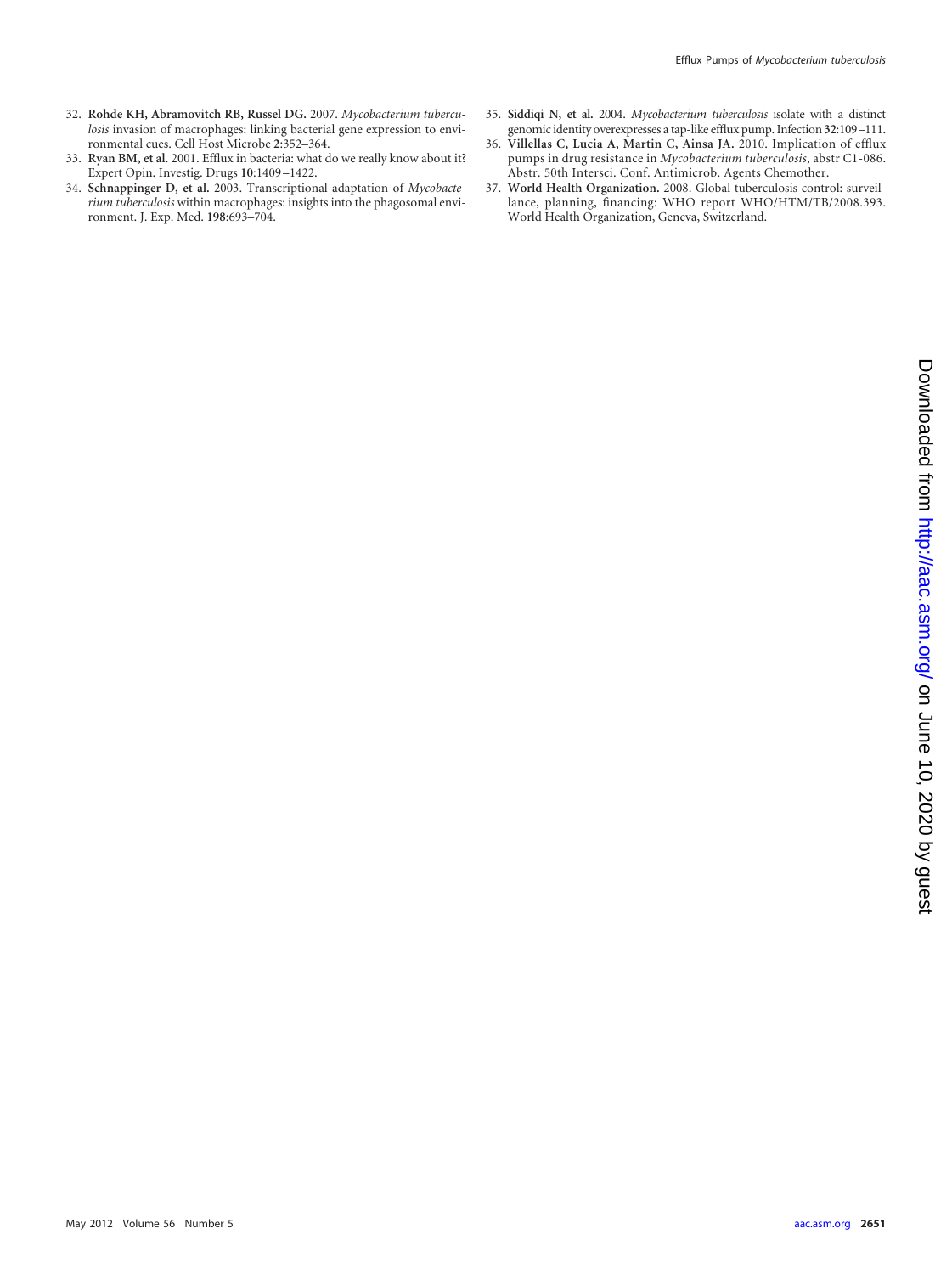32. **Rohde KH, Abramovitch RB, Russel DG.** 2007. *Mycobacterium tuberculosis* invasion of macrophages: linking bacterial gene expression to environmental cues. Cell Host Microbe **2**:352–364.
33. **Ryan BM, et al.** 2001. Efflux in bacteria: what do we really know about it? Expert Opin. Investig. Drugs **10**:1409–1422.
34. **Schnappinger D, et al.** 2003. Transcriptional adaptation of *Mycobacterium tuberculosis* within macrophages: insights into the phagosomal environment. J. Exp. Med. **198**:693–704.
35. **Siddiqi N, et al.** 2004. *Mycobacterium tuberculosis* isolate with a distinct genomic identity overexpresses a tap-like efflux pump. Infection **32**:109–111.
36. **Villellas C, Lucia A, Martin C, Ainsa JA.** 2010. Implication of efflux pumps in drug resistance in *Mycobacterium tuberculosis*, abstr C1-086. Abstr. 50th Intersci. Conf. Antimicrob. Agents Chemother.
37. **World Health Organization.** 2008. Global tuberculosis control: surveillance, planning, financing: WHO report WHO/HTM/TB/2008.393. World Health Organization, Geneva, Switzerland.